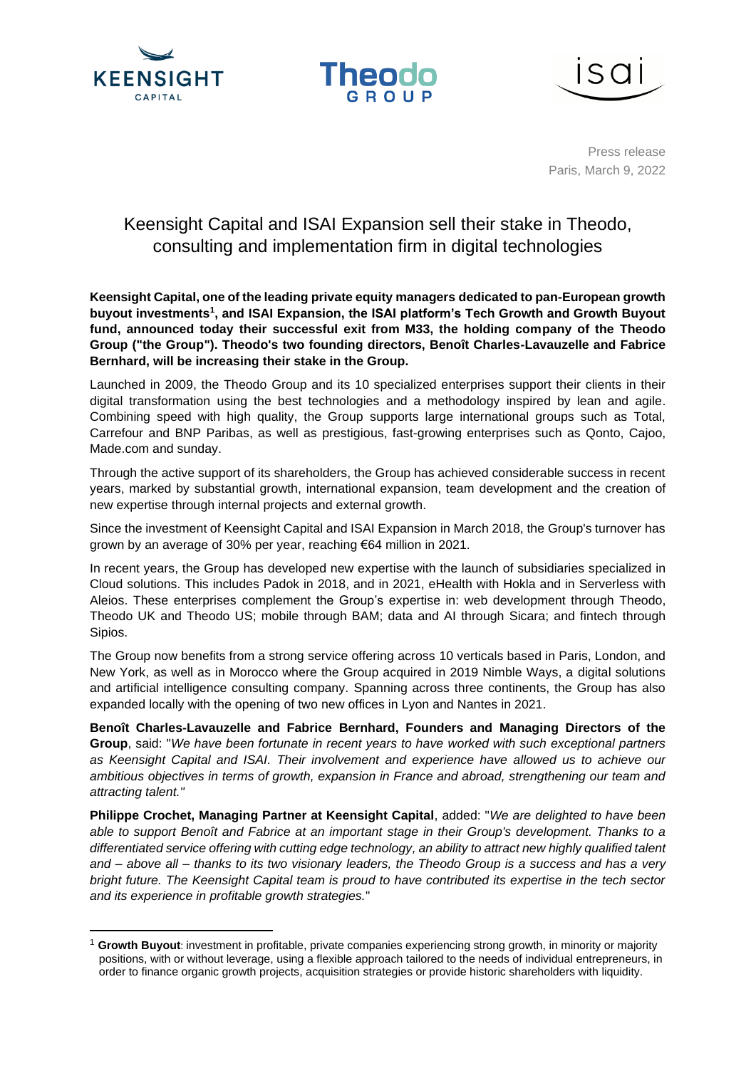Press release
Paris, March 9, 2022

# Keensight Capital and ISAI Expansion sell their stake in Theodo, consulting and implementation firm in digital technologies

**Keensight Capital, one of the leading private equity managers dedicated to pan-European growth buyout investments[1], and ISAI Expansion, the ISAI platform's Tech Growth and Growth Buyout fund, announced today their successful exit from M33, the holding company of the Theodo Group ("the Group"). Theodo's two founding directors, Benoît Charles-Lavauzelle and Fabrice Bernhard, will be increasing their stake in the Group.**

Launched in 2009, the Theodo Group and its 10 specialized enterprises support their clients in their digital transformation using the best technologies and a methodology inspired by lean and agile. Combining speed with high quality, the Group supports large international groups such as Total, Carrefour and BNP Paribas, as well as prestigious, fast-growing enterprises such as Qonto, Cajoo, Made.com and sunday.

Through the active support of its shareholders, the Group has achieved considerable success in recent years, marked by substantial growth, international expansion, team development and the creation of new expertise through internal projects and external growth.

Since the investment of Keensight Capital and ISAI Expansion in March 2018, the Group's turnover has grown by an average of 30% per year, reaching €64 million in 2021.

In recent years, the Group has developed new expertise with the launch of subsidiaries specialized in Cloud solutions. This includes Padok in 2018, and in 2021, eHealth with Hokla and in Serverless with Aleios. These enterprises complement the Group's expertise in: web development through Theodo, Theodo UK and Theodo US; mobile through BAM; data and AI through Sicara; and fintech through Sipios.

The Group now benefits from a strong service offering across 10 verticals based in Paris, London, and New York, as well as in Morocco where the Group acquired in 2019 Nimble Ways, a digital solutions and artificial intelligence consulting company. Spanning across three continents, the Group has also expanded locally with the opening of two new offices in Lyon and Nantes in 2021.

**Benoît Charles-Lavauzelle and Fabrice Bernhard, Founders and Managing Directors of the Group**, said: "*We have been fortunate in recent years to have worked with such exceptional partners as Keensight Capital and ISAI. Their involvement and experience have allowed us to achieve our ambitious objectives in terms of growth, expansion in France and abroad, strengthening our team and attracting talent.*"

**Philippe Crochet, Managing Partner at Keensight Capital**, added: "*We are delighted to have been able to support Benoît and Fabrice at an important stage in their Group's development. Thanks to a differentiated service offering with cutting edge technology, an ability to attract new highly qualified talent and – above all – thanks to its two visionary leaders, the Theodo Group is a success and has a very bright future. The Keensight Capital team is proud to have contributed its expertise in the tech sector and its experience in profitable growth strategies.*"

---

[1] **Growth Buyout**: investment in profitable, private companies experiencing strong growth, in minority or majority positions, with or without leverage, using a flexible approach tailored to the needs of individual entrepreneurs, in order to finance organic growth projects, acquisition strategies or provide historic shareholders with liquidity.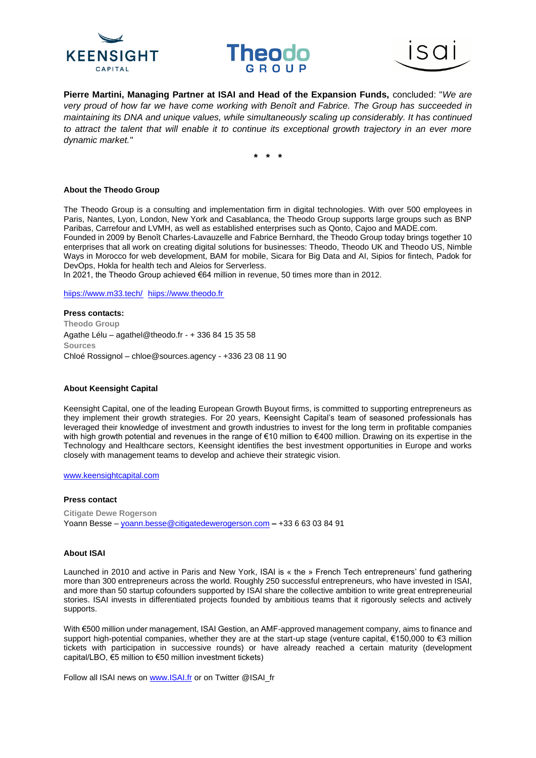**Pierre Martini, Managing Partner at ISAI and Head of the Expansion Funds,** concluded: "*We are very proud of how far we have come working with Benoît and Fabrice. The Group has succeeded in maintaining its DNA and unique values, while simultaneously scaling up considerably. It has continued to attract the talent that will enable it to continue its exceptional growth trajectory in an ever more dynamic market.*"

\* \* \*

**About the Theodo Group**

The Theodo Group is a consulting and implementation firm in digital technologies. With over 500 employees in Paris, Nantes, Lyon, London, New York and Casablanca, the Theodo Group supports large groups such as BNP Paribas, Carrefour and LVMH, as well as established enterprises such as Qonto, Cajoo and MADE.com.
Founded in 2009 by Benoît Charles-Lavauzelle and Fabrice Bernhard, the Theodo Group today brings together 10 enterprises that all work on creating digital solutions for businesses: Theodo, Theodo UK and Theodo US, Nimble Ways in Morocco for web development, BAM for mobile, Sicara for Big Data and AI, Sipios for fintech, Padok for DevOps, Hokla for health tech and Aleios for Serverless.
In 2021, the Theodo Group achieved €64 million in revenue, 50 times more than in 2012.

hiips://www.m33.tech/ hiips://www.theodo.fr

**Press contacts:**
**Theodo Group**
Agathe Lélu – agathel@theodo.fr - + 336 84 15 35 58
**Sources**
Chloé Rossignol – chloe@sources.agency - +336 23 08 11 90

**About Keensight Capital**

Keensight Capital, one of the leading European Growth Buyout firms, is committed to supporting entrepreneurs as they implement their growth strategies. For 20 years, Keensight Capital's team of seasoned professionals has leveraged their knowledge of investment and growth industries to invest for the long term in profitable companies with high growth potential and revenues in the range of €10 million to €400 million. Drawing on its expertise in the Technology and Healthcare sectors, Keensight identifies the best investment opportunities in Europe and works closely with management teams to develop and achieve their strategic vision.

www.keensightcapital.com

**Press contact**

**Citigate Dewe Rogerson**
Yoann Besse – yoann.besse@citigatedewerogerson.com – +33 6 63 03 84 91

**About ISAI**

Launched in 2010 and active in Paris and New York, ISAI is « the » French Tech entrepreneurs' fund gathering more than 300 entrepreneurs across the world. Roughly 250 successful entrepreneurs, who have invested in ISAI, and more than 50 startup cofounders supported by ISAI share the collective ambition to write great entrepreneurial stories. ISAI invests in differentiated projects founded by ambitious teams that it rigorously selects and actively supports.

With €500 million under management, ISAI Gestion, an AMF-approved management company, aims to finance and support high-potential companies, whether they are at the start-up stage (venture capital, €150,000 to €3 million tickets with participation in successive rounds) or have already reached a certain maturity (development capital/LBO, €5 million to €50 million investment tickets)

Follow all ISAI news on www.ISAI.fr or on Twitter @ISAI_fr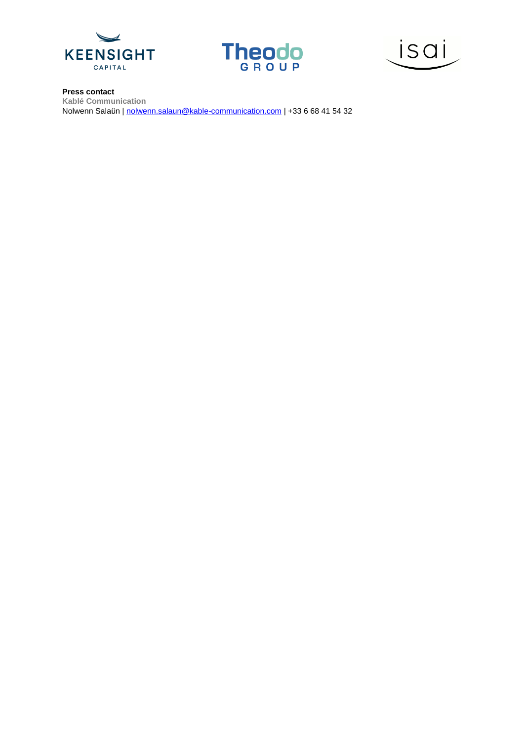**Press contact**
**Kablé Communication**
Nolwenn Salaün | nolwenn.salaun@kable-communication.com | +33 6 68 41 54 32